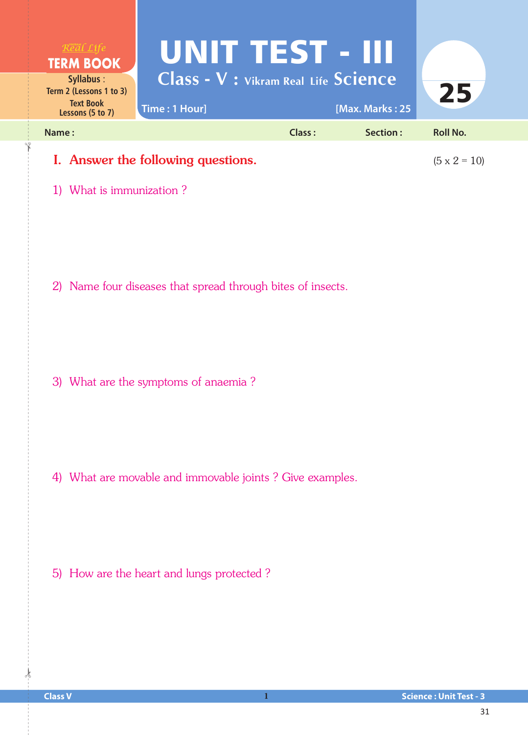Real Life
**TERM BOOK**

**Syllabus :**
Term 2 (Lessons 1 to 3)
Text Book
Lessons (5 to 7)

# UNIT TEST - III

## Class - V : Vikram Real Life Science

Time : 1 Hour] [Max. Marks : 25

**25**

**Name :** **Class :** **Section :** **Roll No.**

## I. Answer the following questions. (5 x 2 = 10)

1) What is immunization ?

2) Name four diseases that spread through bites of insects.

3) What are the symptoms of anaemia ?

4) What are movable and immovable joints ? Give examples.

5) How are the heart and lungs protected ?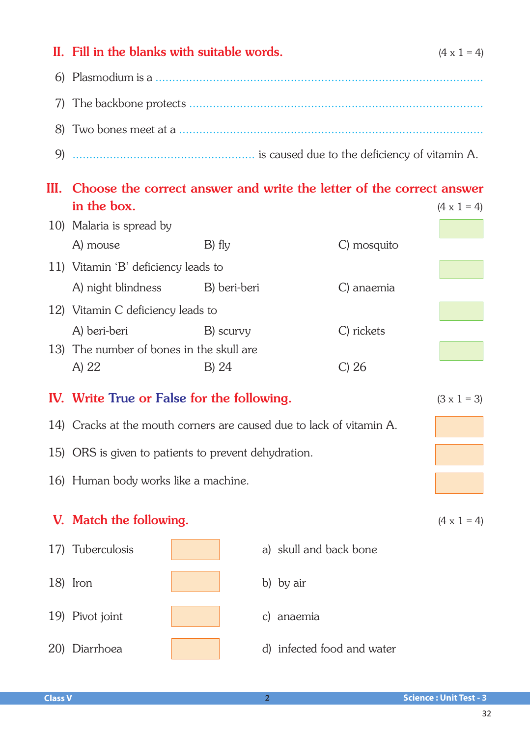## II. Fill in the blanks with suitable words. (4 x 1 = 4)

6) Plasmodium is a ..........................................................................................

7) The backbone protects ..........................................................................................

8) Two bones meet at a ..........................................................................................

9) ........................................................ is caused due to the deficiency of vitamin A.

## III. Choose the correct answer and write the letter of the correct answer in the box. (4 x 1 = 4)

10) Malaria is spread by

A) mouse B) fly C) mosquito

11) Vitamin 'B' deficiency leads to

A) night blindness B) beri-beri C) anaemia

12) Vitamin C deficiency leads to

A) beri-beri B) scurvy C) rickets

13) The number of bones in the skull are

A) 22 B) 24 C) 26

## IV. Write True or False for the following. (3 x 1 = 3)

14) Cracks at the mouth corners are caused due to lack of vitamin A.

15) ORS is given to patients to prevent dehydration.

16) Human body works like a machine.

## V. Match the following. (4 x 1 = 4)

| | | |
|---|---|---|
| 17) Tuberculosis | | a) skull and back bone |
| 18) Iron | | b) by air |
| 19) Pivot joint | | c) anaemia |
| 20) Diarrhoea | | d) infected food and water |